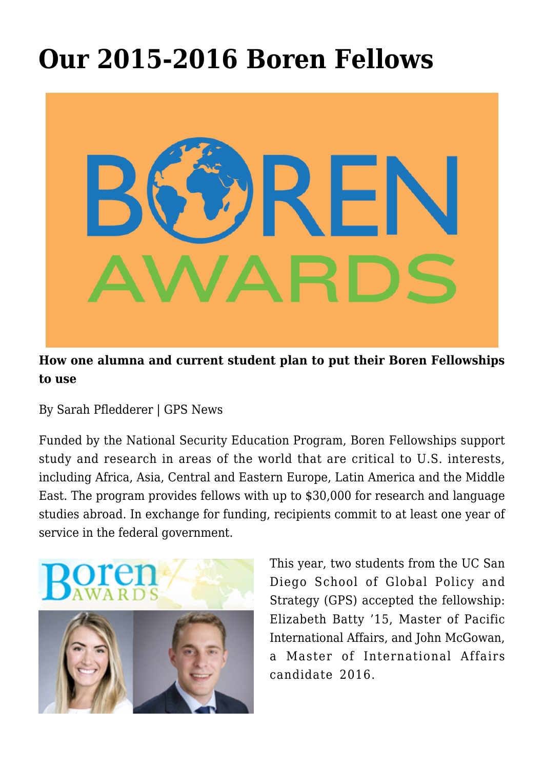# Our 2015-2016 Boren Fellows

**How one alumna and current student plan to put their Boren Fellowships to use**

By Sarah Pfledderer | GPS News

Funded by the National Security Education Program, Boren Fellowships support study and research in areas of the world that are critical to U.S. interests, including Africa, Asia, Central and Eastern Europe, Latin America and the Middle East. The program provides fellows with up to $30,000 for research and language studies abroad. In exchange for funding, recipients commit to at least one year of service in the federal government.

This year, two students from the UC San Diego School of Global Policy and Strategy (GPS) accepted the fellowship: Elizabeth Batty '15, Master of Pacific International Affairs, and John McGowan, a Master of International Affairs candidate 2016.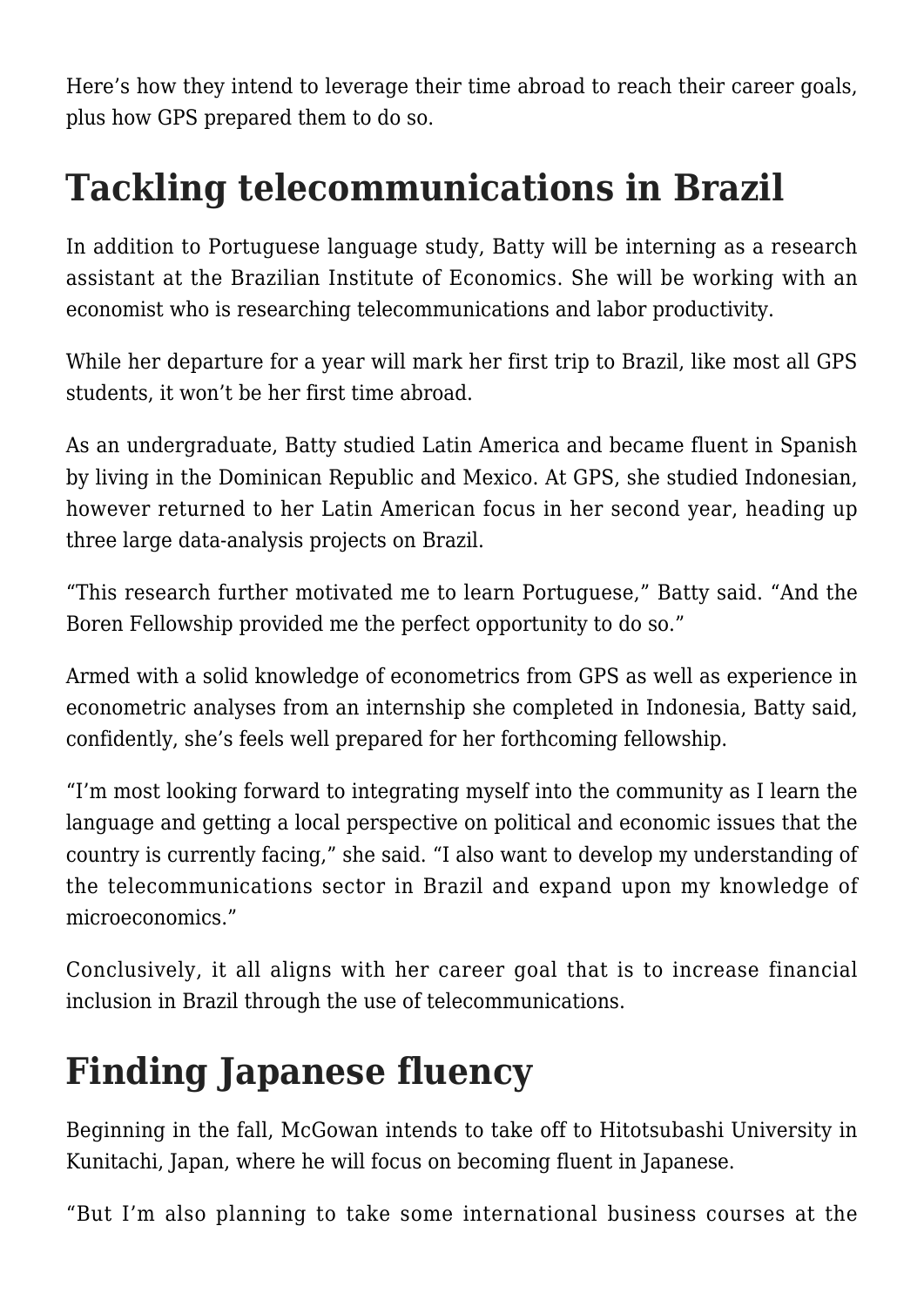Here's how they intend to leverage their time abroad to reach their career goals, plus how GPS prepared them to do so.

## Tackling telecommunications in Brazil

In addition to Portuguese language study, Batty will be interning as a research assistant at the Brazilian Institute of Economics. She will be working with an economist who is researching telecommunications and labor productivity.

While her departure for a year will mark her first trip to Brazil, like most all GPS students, it won't be her first time abroad.

As an undergraduate, Batty studied Latin America and became fluent in Spanish by living in the Dominican Republic and Mexico. At GPS, she studied Indonesian, however returned to her Latin American focus in her second year, heading up three large data-analysis projects on Brazil.

"This research further motivated me to learn Portuguese," Batty said. "And the Boren Fellowship provided me the perfect opportunity to do so."

Armed with a solid knowledge of econometrics from GPS as well as experience in econometric analyses from an internship she completed in Indonesia, Batty said, confidently, she's feels well prepared for her forthcoming fellowship.

"I'm most looking forward to integrating myself into the community as I learn the language and getting a local perspective on political and economic issues that the country is currently facing," she said. "I also want to develop my understanding of the telecommunications sector in Brazil and expand upon my knowledge of microeconomics."

Conclusively, it all aligns with her career goal that is to increase financial inclusion in Brazil through the use of telecommunications.

## Finding Japanese fluency

Beginning in the fall, McGowan intends to take off to Hitotsubashi University in Kunitachi, Japan, where he will focus on becoming fluent in Japanese.

"But I'm also planning to take some international business courses at the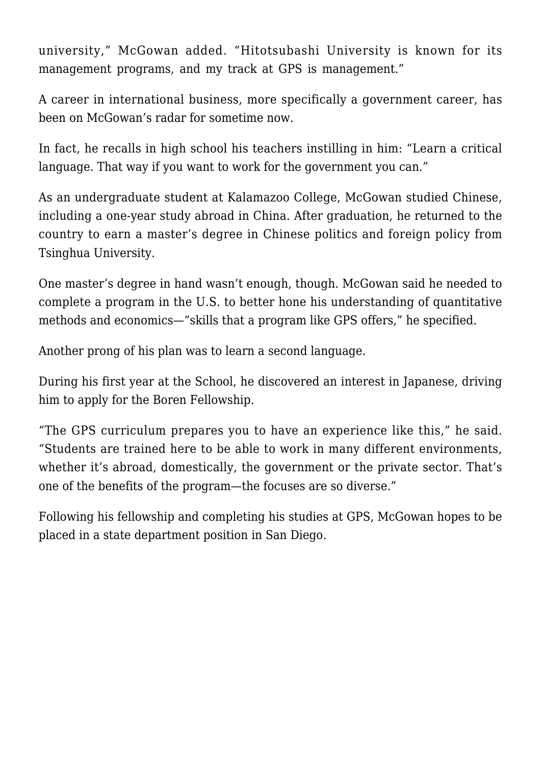university," McGowan added. "Hitotsubashi University is known for its management programs, and my track at GPS is management."

A career in international business, more specifically a government career, has been on McGowan's radar for sometime now.

In fact, he recalls in high school his teachers instilling in him: "Learn a critical language. That way if you want to work for the government you can."

As an undergraduate student at Kalamazoo College, McGowan studied Chinese, including a one-year study abroad in China. After graduation, he returned to the country to earn a master's degree in Chinese politics and foreign policy from Tsinghua University.

One master's degree in hand wasn't enough, though. McGowan said he needed to complete a program in the U.S. to better hone his understanding of quantitative methods and economics—"skills that a program like GPS offers," he specified.

Another prong of his plan was to learn a second language.

During his first year at the School, he discovered an interest in Japanese, driving him to apply for the Boren Fellowship.

"The GPS curriculum prepares you to have an experience like this," he said. "Students are trained here to be able to work in many different environments, whether it's abroad, domestically, the government or the private sector. That's one of the benefits of the program—the focuses are so diverse."

Following his fellowship and completing his studies at GPS, McGowan hopes to be placed in a state department position in San Diego.